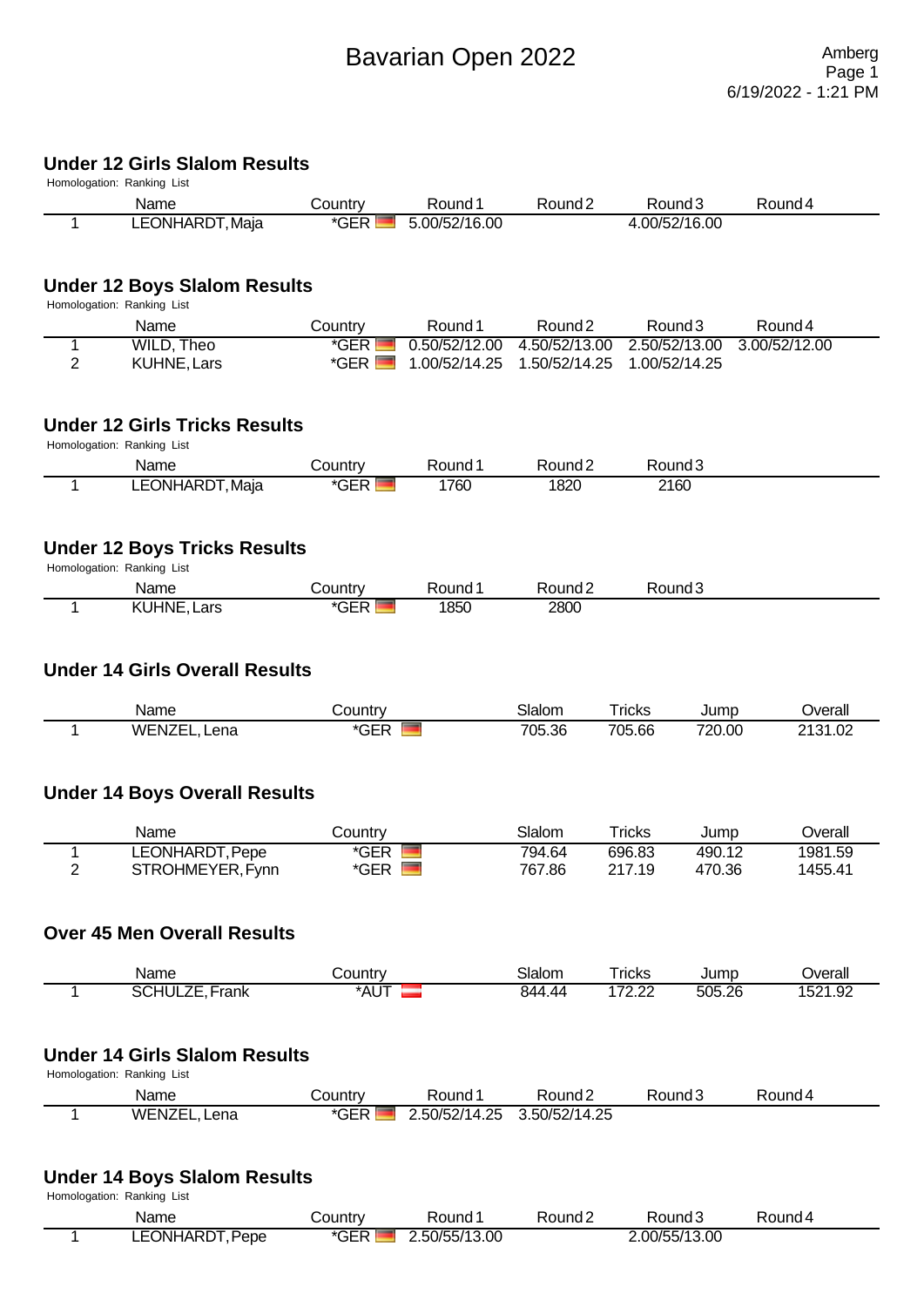# Bavarian Open 2022

Amberg
6/19/2022 - 1:21 PM

## Under 12 Girls Slalom Results

Homologation: Ranking List

| | Name | Country | Round 1 | Round 2 | Round 3 | Round 4 |
|---|---|---|---|---|---|---|
| 1 | LEONHARDT, Maja | *GER | 5.00/52/16.00 | | 4.00/52/16.00 | |

## Under 12 Boys Slalom Results

Homologation: Ranking List

| | Name | Country | Round 1 | Round 2 | Round 3 | Round 4 |
|---|---|---|---|---|---|---|
| 1 | WILD, Theo | *GER | 0.50/52/12.00 | 4.50/52/13.00 | 2.50/52/13.00 | 3.00/52/12.00 |
| 2 | KUHNE, Lars | *GER | 1.00/52/14.25 | 1.50/52/14.25 | 1.00/52/14.25 | |

## Under 12 Girls Tricks Results

Homologation: Ranking List

| | Name | Country | Round 1 | Round 2 | Round 3 |
|---|---|---|---|---|---|
| 1 | LEONHARDT, Maja | *GER | 1760 | 1820 | 2160 |

## Under 12 Boys Tricks Results

Homologation: Ranking List

| | Name | Country | Round 1 | Round 2 | Round 3 |
|---|---|---|---|---|---|
| 1 | KUHNE, Lars | *GER | 1850 | 2800 | |

## Under 14 Girls Overall Results

| | Name | Country | Slalom | Tricks | Jump | Overall |
|---|---|---|---|---|---|---|
| 1 | WENZEL, Lena | *GER | 705.36 | 705.66 | 720.00 | 2131.02 |

## Under 14 Boys Overall Results

| | Name | Country | Slalom | Tricks | Jump | Overall |
|---|---|---|---|---|---|---|
| 1 | LEONHARDT, Pepe | *GER | 794.64 | 696.83 | 490.12 | 1981.59 |
| 2 | STROHMEYER, Fynn | *GER | 767.86 | 217.19 | 470.36 | 1455.41 |

## Over 45 Men Overall Results

| | Name | Country | Slalom | Tricks | Jump | Overall |
|---|---|---|---|---|---|---|
| 1 | SCHULZE, Frank | *AUT | 844.44 | 172.22 | 505.26 | 1521.92 |

## Under 14 Girls Slalom Results

Homologation: Ranking List

| | Name | Country | Round 1 | Round 2 | Round 3 | Round 4 |
|---|---|---|---|---|---|---|
| 1 | WENZEL, Lena | *GER | 2.50/52/14.25 | 3.50/52/14.25 | | |

## Under 14 Boys Slalom Results

Homologation: Ranking List

| | Name | Country | Round 1 | Round 2 | Round 3 | Round 4 |
|---|---|---|---|---|---|---|
| 1 | LEONHARDT, Pepe | *GER | 2.50/55/13.00 | | 2.00/55/13.00 | |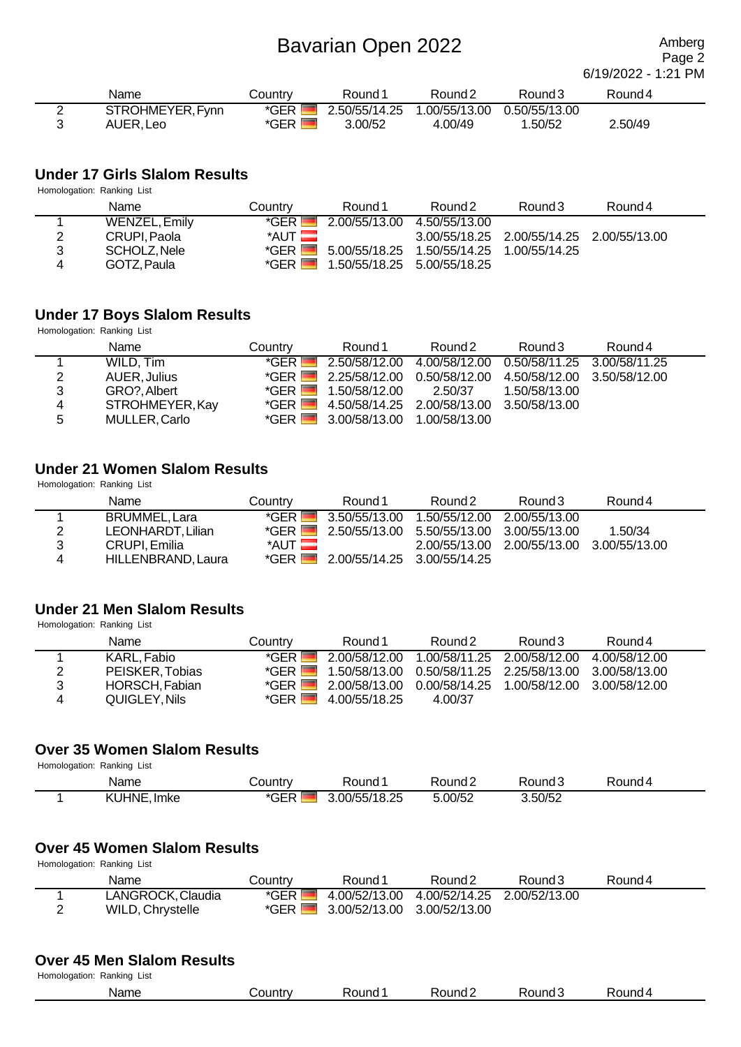| | Name | Country | Round 1 | Round 2 | Round 3 | Round 4 |
|---|---|---|---|---|---|---|
| 2 | STROHMEYER, Fynn | *GER | 2.50/55/14.25 | 1.00/55/13.00 | 0.50/55/13.00 | |
| 3 | AUER, Leo | *GER | 3.00/52 | 4.00/49 | 1.50/52 | 2.50/49 |

## Under 17 Girls Slalom Results

Homologation: Ranking List

| | Name | Country | Round 1 | Round 2 | Round 3 | Round 4 |
|---|---|---|---|---|---|---|
| 1 | WENZEL, Emily | *GER | 2.00/55/13.00 | 4.50/55/13.00 | | |
| 2 | CRUPI, Paola | *AUT | | 3.00/55/18.25 | 2.00/55/14.25 | 2.00/55/13.00 |
| 3 | SCHOLZ, Nele | *GER | 5.00/55/18.25 | 1.50/55/14.25 | 1.00/55/14.25 | |
| 4 | GOTZ, Paula | *GER | 1.50/55/18.25 | 5.00/55/18.25 | | |

## Under 17 Boys Slalom Results

Homologation: Ranking List

| | Name | Country | Round 1 | Round 2 | Round 3 | Round 4 |
|---|---|---|---|---|---|---|
| 1 | WILD, Tim | *GER | 2.50/58/12.00 | 4.00/58/12.00 | 0.50/58/11.25 | 3.00/58/11.25 |
| 2 | AUER, Julius | *GER | 2.25/58/12.00 | 0.50/58/12.00 | 4.50/58/12.00 | 3.50/58/12.00 |
| 3 | GRO?, Albert | *GER | 1.50/58/12.00 | 2.50/37 | 1.50/58/13.00 | |
| 4 | STROHMEYER, Kay | *GER | 4.50/58/14.25 | 2.00/58/13.00 | 3.50/58/13.00 | |
| 5 | MULLER, Carlo | *GER | 3.00/58/13.00 | 1.00/58/13.00 | | |

## Under 21 Women Slalom Results

Homologation: Ranking List

| | Name | Country | Round 1 | Round 2 | Round 3 | Round 4 |
|---|---|---|---|---|---|---|
| 1 | BRUMMEL, Lara | *GER | 3.50/55/13.00 | 1.50/55/12.00 | 2.00/55/13.00 | |
| 2 | LEONHARDT, Lilian | *GER | 2.50/55/13.00 | 5.50/55/13.00 | 3.00/55/13.00 | 1.50/34 |
| 3 | CRUPI, Emilia | *AUT | | 2.00/55/13.00 | 2.00/55/13.00 | 3.00/55/13.00 |
| 4 | HILLENBRAND, Laura | *GER | 2.00/55/14.25 | 3.00/55/14.25 | | |

## Under 21 Men Slalom Results

Homologation: Ranking List

| | Name | Country | Round 1 | Round 2 | Round 3 | Round 4 |
|---|---|---|---|---|---|---|
| 1 | KARL, Fabio | *GER | 2.00/58/12.00 | 1.00/58/11.25 | 2.00/58/12.00 | 4.00/58/12.00 |
| 2 | PEISKER, Tobias | *GER | 1.50/58/13.00 | 0.50/58/11.25 | 2.25/58/13.00 | 3.00/58/13.00 |
| 3 | HORSCH, Fabian | *GER | 2.00/58/13.00 | 0.00/58/14.25 | 1.00/58/12.00 | 3.00/58/12.00 |
| 4 | QUIGLEY, Nils | *GER | 4.00/55/18.25 | 4.00/37 | | |

## Over 35 Women Slalom Results

Homologation: Ranking List

| | Name | Country | Round 1 | Round 2 | Round 3 | Round 4 |
|---|---|---|---|---|---|---|
| 1 | KUHNE, Imke | *GER | 3.00/55/18.25 | 5.00/52 | 3.50/52 | |

## Over 45 Women Slalom Results

Homologation: Ranking List

| | Name | Country | Round 1 | Round 2 | Round 3 | Round 4 |
|---|---|---|---|---|---|---|
| 1 | LANGROCK, Claudia | *GER | 4.00/52/13.00 | 4.00/52/14.25 | 2.00/52/13.00 | |
| 2 | WILD, Chrystelle | *GER | 3.00/52/13.00 | 3.00/52/13.00 | | |

## Over 45 Men Slalom Results

Homologation: Ranking List

| Name | Country | Round 1 | Round 2 | Round 3 | Round 4 |
|---|---|---|---|---|---|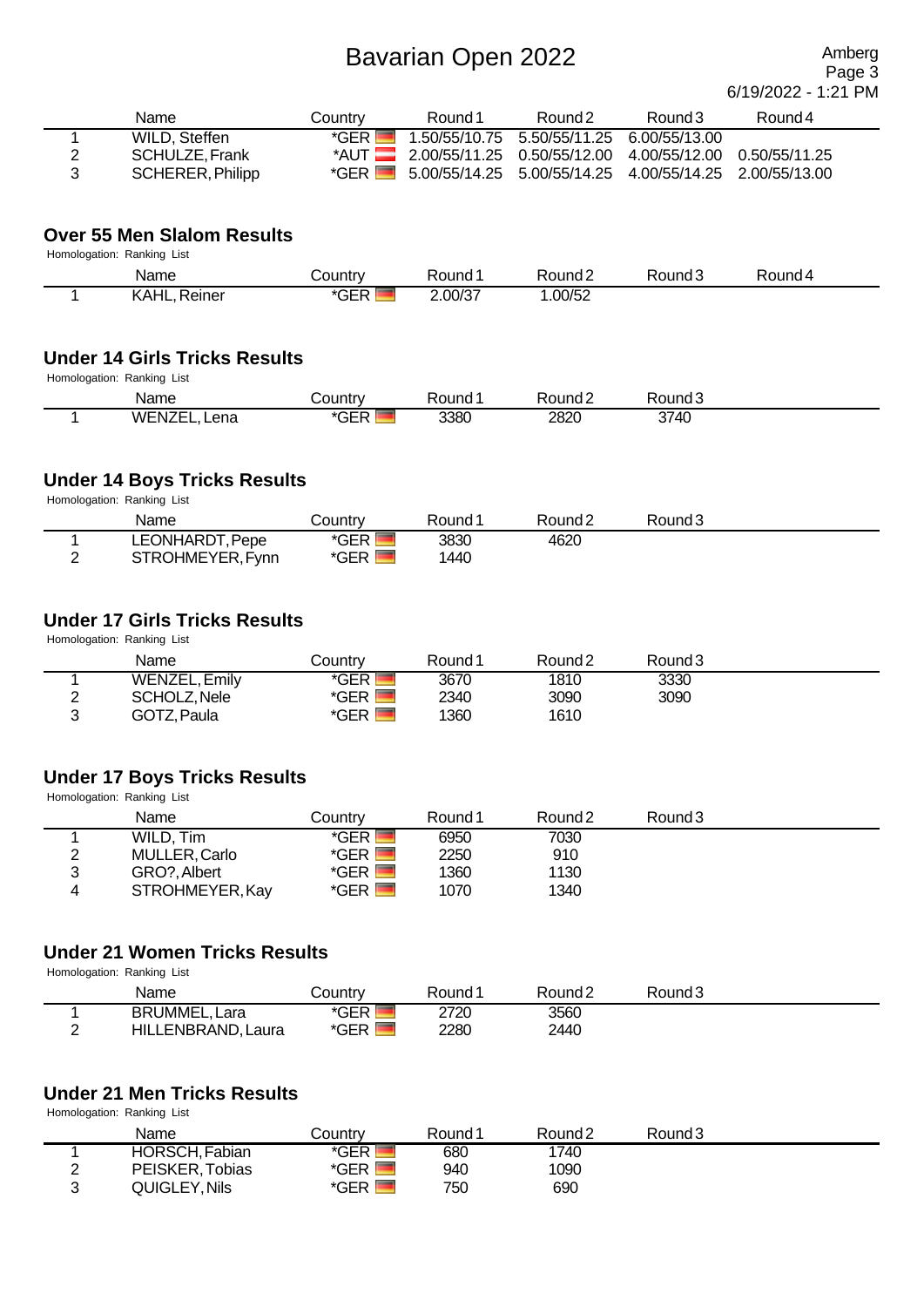| | Name | Country | Round 1 | Round 2 | Round 3 | Round 4 |
|---|---|---|---|---|---|---|
| 1 | WILD, Steffen | *GER | 1.50/55/10.75 | 5.50/55/11.25 | 6.00/55/13.00 | |
| 2 | SCHULZE, Frank | *AUT | 2.00/55/11.25 | 0.50/55/12.00 | 4.00/55/12.00 | 0.50/55/11.25 |
| 3 | SCHERER, Philipp | *GER | 5.00/55/14.25 | 5.00/55/14.25 | 4.00/55/14.25 | 2.00/55/13.00 |

## Over 55 Men Slalom Results

Homologation: Ranking List

| | Name | Country | Round 1 | Round 2 | Round 3 | Round 4 |
|---|---|---|---|---|---|---|
| 1 | KAHL, Reiner | *GER | 2.00/37 | 1.00/52 | | |

## Under 14 Girls Tricks Results

Homologation: Ranking List

| | Name | Country | Round 1 | Round 2 | Round 3 |
|---|---|---|---|---|---|
| 1 | WENZEL, Lena | *GER | 3380 | 2820 | 3740 |

## Under 14 Boys Tricks Results

Homologation: Ranking List

| | Name | Country | Round 1 | Round 2 | Round 3 |
|---|---|---|---|---|---|
| 1 | LEONHARDT, Pepe | *GER | 3830 | 4620 | |
| 2 | STROHMEYER, Fynn | *GER | 1440 | | |

## Under 17 Girls Tricks Results

Homologation: Ranking List

| | Name | Country | Round 1 | Round 2 | Round 3 |
|---|---|---|---|---|---|
| 1 | WENZEL, Emily | *GER | 3670 | 1810 | 3330 |
| 2 | SCHOLZ, Nele | *GER | 2340 | 3090 | 3090 |
| 3 | GOTZ, Paula | *GER | 1360 | 1610 | |

## Under 17 Boys Tricks Results

Homologation: Ranking List

| | Name | Country | Round 1 | Round 2 | Round 3 |
|---|---|---|---|---|---|
| 1 | WILD, Tim | *GER | 6950 | 7030 | |
| 2 | MULLER, Carlo | *GER | 2250 | 910 | |
| 3 | GRO?, Albert | *GER | 1360 | 1130 | |
| 4 | STROHMEYER, Kay | *GER | 1070 | 1340 | |

## Under 21 Women Tricks Results

Homologation: Ranking List

| | Name | Country | Round 1 | Round 2 | Round 3 |
|---|---|---|---|---|---|
| 1 | BRUMMEL, Lara | *GER | 2720 | 3560 | |
| 2 | HILLENBRAND, Laura | *GER | 2280 | 2440 | |

## Under 21 Men Tricks Results

Homologation: Ranking List

| | Name | Country | Round 1 | Round 2 | Round 3 |
|---|---|---|---|---|---|
| 1 | HORSCH, Fabian | *GER | 680 | 1740 | |
| 2 | PEISKER, Tobias | *GER | 940 | 1090 | |
| 3 | QUIGLEY, Nils | *GER | 750 | 690 | |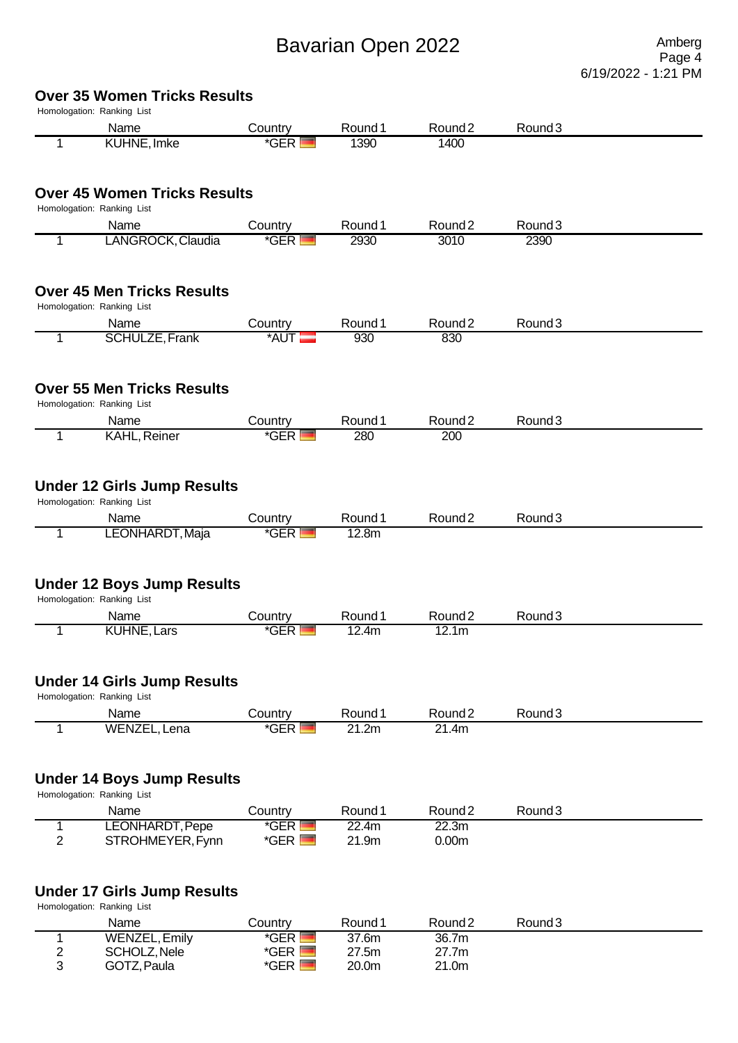# Bavarian Open 2022

Amberg
6/19/2022 - 1:21 PM

## Over 35 Women Tricks Results

Homologation: Ranking List

| | Name | Country | Round 1 | Round 2 | Round 3 |
|---|---|---|---|---|---|
| 1 | KUHNE, Imke | *GER | 1390 | 1400 | |

## Over 45 Women Tricks Results

Homologation: Ranking List

| | Name | Country | Round 1 | Round 2 | Round 3 |
|---|---|---|---|---|---|
| 1 | LANGROCK, Claudia | *GER | 2930 | 3010 | 2390 |

## Over 45 Men Tricks Results

Homologation: Ranking List

| | Name | Country | Round 1 | Round 2 | Round 3 |
|---|---|---|---|---|---|
| 1 | SCHULZE, Frank | *AUT | 930 | 830 | |

## Over 55 Men Tricks Results

Homologation: Ranking List

| | Name | Country | Round 1 | Round 2 | Round 3 |
|---|---|---|---|---|---|
| 1 | KAHL, Reiner | *GER | 280 | 200 | |

## Under 12 Girls Jump Results

Homologation: Ranking List

| | Name | Country | Round 1 | Round 2 | Round 3 |
|---|---|---|---|---|---|
| 1 | LEONHARDT, Maja | *GER | 12.8m | | |

## Under 12 Boys Jump Results

Homologation: Ranking List

| | Name | Country | Round 1 | Round 2 | Round 3 |
|---|---|---|---|---|---|
| 1 | KUHNE, Lars | *GER | 12.4m | 12.1m | |

## Under 14 Girls Jump Results

Homologation: Ranking List

| | Name | Country | Round 1 | Round 2 | Round 3 |
|---|---|---|---|---|---|
| 1 | WENZEL, Lena | *GER | 21.2m | 21.4m | |

## Under 14 Boys Jump Results

Homologation: Ranking List

| | Name | Country | Round 1 | Round 2 | Round 3 |
|---|---|---|---|---|---|
| 1 | LEONHARDT, Pepe | *GER | 22.4m | 22.3m | |
| 2 | STROHMEYER, Fynn | *GER | 21.9m | 0.00m | |

## Under 17 Girls Jump Results

Homologation: Ranking List

| | Name | Country | Round 1 | Round 2 | Round 3 |
|---|---|---|---|---|---|
| 1 | WENZEL, Emily | *GER | 37.6m | 36.7m | |
| 2 | SCHOLZ, Nele | *GER | 27.5m | 27.7m | |
| 3 | GOTZ, Paula | *GER | 20.0m | 21.0m | |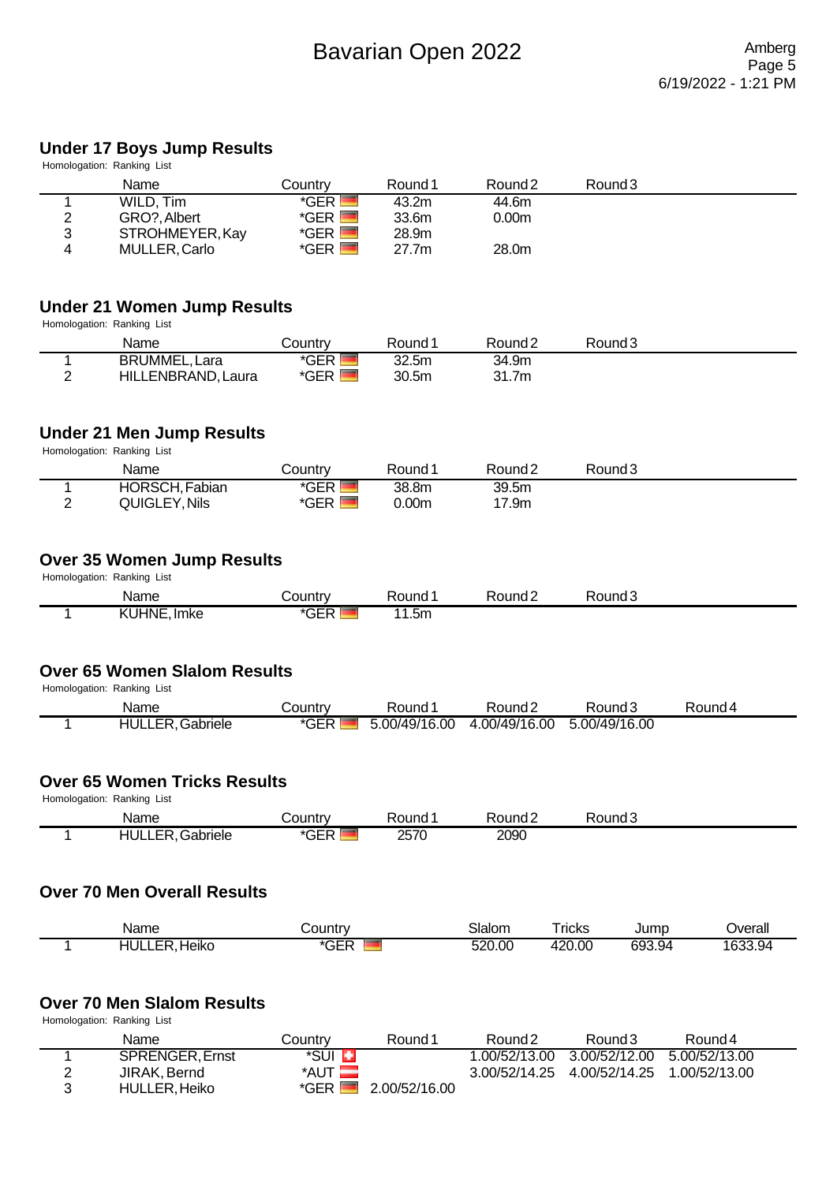# Bavarian Open 2022

Amberg

6/19/2022 - 1:21 PM

## Under 17 Boys Jump Results

Homologation: Ranking List

| | Name | Country | Round 1 | Round 2 | Round 3 |
|---|---|---|---|---|---|
| 1 | WILD, Tim | *GER | 43.2m | 44.6m | |
| 2 | GRO?, Albert | *GER | 33.6m | 0.00m | |
| 3 | STROHMEYER, Kay | *GER | 28.9m | | |
| 4 | MULLER, Carlo | *GER | 27.7m | 28.0m | |

## Under 21 Women Jump Results

Homologation: Ranking List

| | Name | Country | Round 1 | Round 2 | Round 3 |
|---|---|---|---|---|---|
| 1 | BRUMMEL, Lara | *GER | 32.5m | 34.9m | |
| 2 | HILLENBRAND, Laura | *GER | 30.5m | 31.7m | |

## Under 21 Men Jump Results

Homologation: Ranking List

| | Name | Country | Round 1 | Round 2 | Round 3 |
|---|---|---|---|---|---|
| 1 | HORSCH, Fabian | *GER | 38.8m | 39.5m | |
| 2 | QUIGLEY, Nils | *GER | 0.00m | 17.9m | |

## Over 35 Women Jump Results

Homologation: Ranking List

| | Name | Country | Round 1 | Round 2 | Round 3 |
|---|---|---|---|---|---|
| 1 | KUHNE, Imke | *GER | 11.5m | | |

## Over 65 Women Slalom Results

Homologation: Ranking List

| | Name | Country | Round 1 | Round 2 | Round 3 | Round 4 |
|---|---|---|---|---|---|---|
| 1 | HULLER, Gabriele | *GER | 5.00/49/16.00 | 4.00/49/16.00 | 5.00/49/16.00 | |

## Over 65 Women Tricks Results

Homologation: Ranking List

| | Name | Country | Round 1 | Round 2 | Round 3 |
|---|---|---|---|---|---|
| 1 | HULLER, Gabriele | *GER | 2570 | 2090 | |

## Over 70 Men Overall Results

| | Name | Country | Slalom | Tricks | Jump | Overall |
|---|---|---|---|---|---|---|
| 1 | HULLER, Heiko | *GER | 520.00 | 420.00 | 693.94 | 1633.94 |

## Over 70 Men Slalom Results

Homologation: Ranking List

| | Name | Country | Round 1 | Round 2 | Round 3 | Round 4 |
|---|---|---|---|---|---|---|
| 1 | SPRENGER, Ernst | *SUI | | 1.00/52/13.00 | 3.00/52/12.00 | 5.00/52/13.00 |
| 2 | JIRAK, Bernd | *AUT | | 3.00/52/14.25 | 4.00/52/14.25 | 1.00/52/13.00 |
| 3 | HULLER, Heiko | *GER | 2.00/52/16.00 | | | |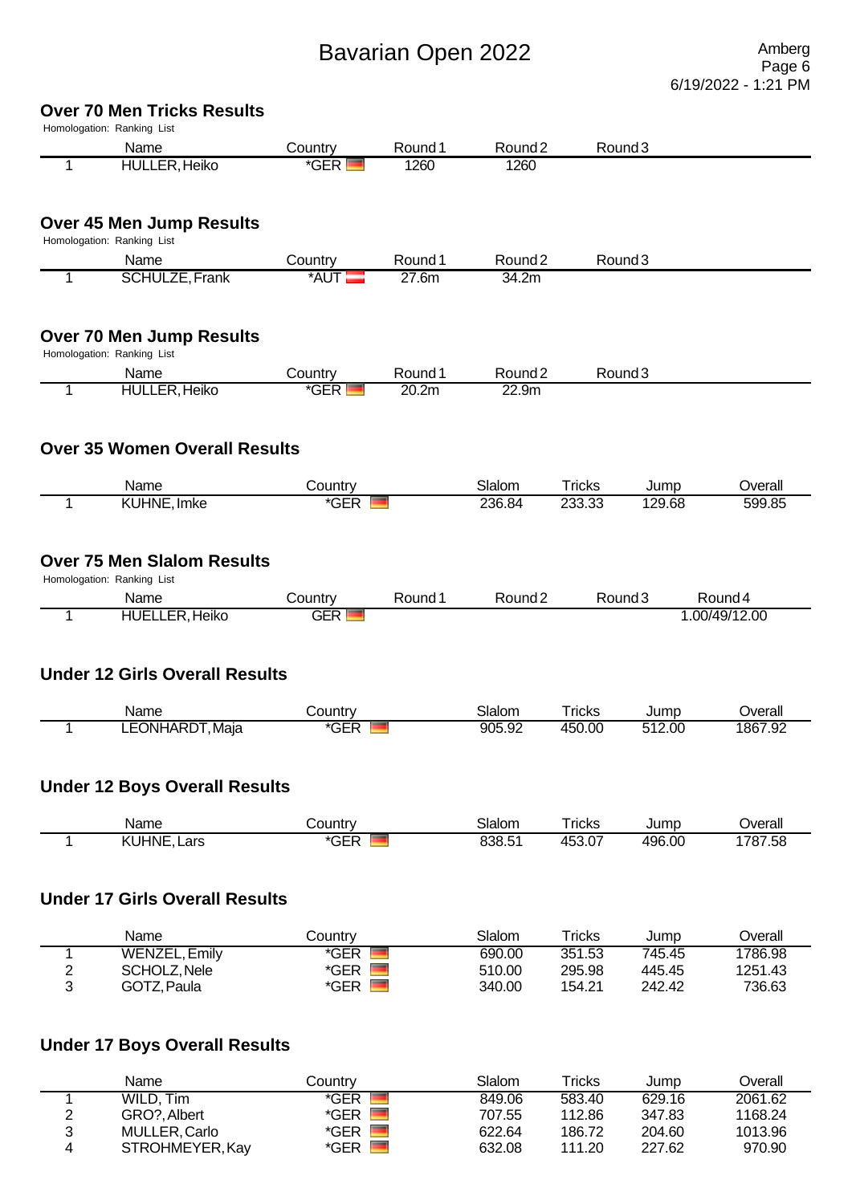# Bavarian Open 2022

Amberg

6/19/2022 - 1:21 PM

## Over 70 Men Tricks Results

Homologation: Ranking List

| | Name | Country | Round 1 | Round 2 | Round 3 |
|---|---|---|---|---|---|
| 1 | HULLER, Heiko | *GER | 1260 | 1260 | |

## Over 45 Men Jump Results

Homologation: Ranking List

| | Name | Country | Round 1 | Round 2 | Round 3 |
|---|---|---|---|---|---|
| 1 | SCHULZE, Frank | *AUT | 27.6m | 34.2m | |

## Over 70 Men Jump Results

Homologation: Ranking List

| | Name | Country | Round 1 | Round 2 | Round 3 |
|---|---|---|---|---|---|
| 1 | HULLER, Heiko | *GER | 20.2m | 22.9m | |

## Over 35 Women Overall Results

| | Name | Country | Slalom | Tricks | Jump | Overall |
|---|---|---|---|---|---|---|
| 1 | KUHNE, Imke | *GER | 236.84 | 233.33 | 129.68 | 599.85 |

## Over 75 Men Slalom Results

Homologation: Ranking List

| | Name | Country | Round 1 | Round 2 | Round 3 | Round 4 |
|---|---|---|---|---|---|---|
| 1 | HUELLER, Heiko | GER | | | | 1.00/49/12.00 |

## Under 12 Girls Overall Results

| | Name | Country | Slalom | Tricks | Jump | Overall |
|---|---|---|---|---|---|---|
| 1 | LEONHARDT, Maja | *GER | 905.92 | 450.00 | 512.00 | 1867.92 |

## Under 12 Boys Overall Results

| | Name | Country | Slalom | Tricks | Jump | Overall |
|---|---|---|---|---|---|---|
| 1 | KUHNE, Lars | *GER | 838.51 | 453.07 | 496.00 | 1787.58 |

## Under 17 Girls Overall Results

| | Name | Country | Slalom | Tricks | Jump | Overall |
|---|---|---|---|---|---|---|
| 1 | WENZEL, Emily | *GER | 690.00 | 351.53 | 745.45 | 1786.98 |
| 2 | SCHOLZ, Nele | *GER | 510.00 | 295.98 | 445.45 | 1251.43 |
| 3 | GOTZ, Paula | *GER | 340.00 | 154.21 | 242.42 | 736.63 |

## Under 17 Boys Overall Results

| | Name | Country | Slalom | Tricks | Jump | Overall |
|---|---|---|---|---|---|---|
| 1 | WILD, Tim | *GER | 849.06 | 583.40 | 629.16 | 2061.62 |
| 2 | GRO?, Albert | *GER | 707.55 | 112.86 | 347.83 | 1168.24 |
| 3 | MULLER, Carlo | *GER | 622.64 | 186.72 | 204.60 | 1013.96 |
| 4 | STROHMEYER, Kay | *GER | 632.08 | 111.20 | 227.62 | 970.90 |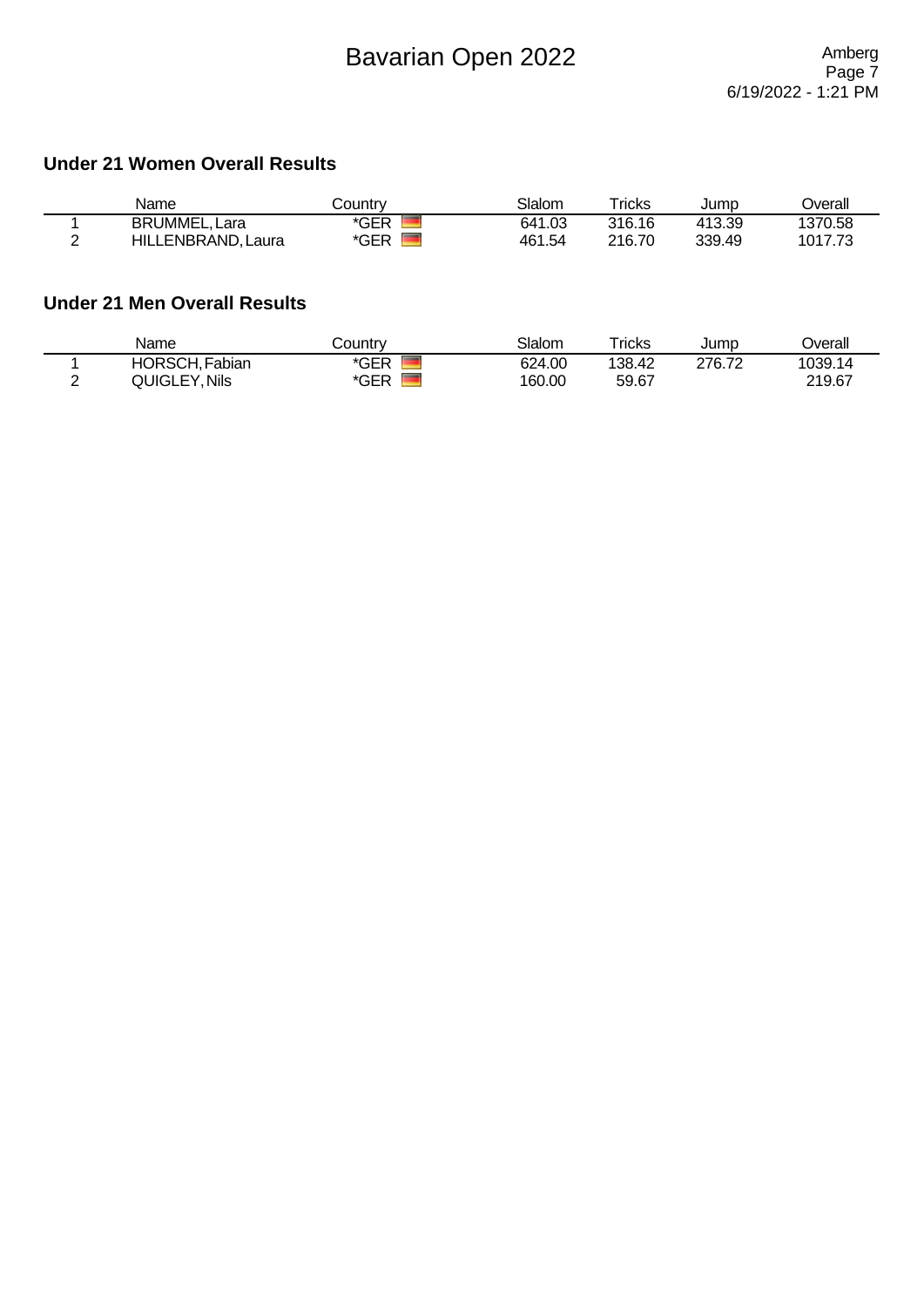# Bavarian Open 2022

Amberg
6/19/2022 - 1:21 PM

## Under 21 Women Overall Results

| | Name | Country | Slalom | Tricks | Jump | Overall |
|---|---|---|---|---|---|---|
| 1 | BRUMMEL, Lara | *GER | 641.03 | 316.16 | 413.39 | 1370.58 |
| 2 | HILLENBRAND, Laura | *GER | 461.54 | 216.70 | 339.49 | 1017.73 |

## Under 21 Men Overall Results

| | Name | Country | Slalom | Tricks | Jump | Overall |
|---|---|---|---|---|---|---|
| 1 | HORSCH, Fabian | *GER | 624.00 | 138.42 | 276.72 | 1039.14 |
| 2 | QUIGLEY, Nils | *GER | 160.00 | 59.67 | | 219.67 |